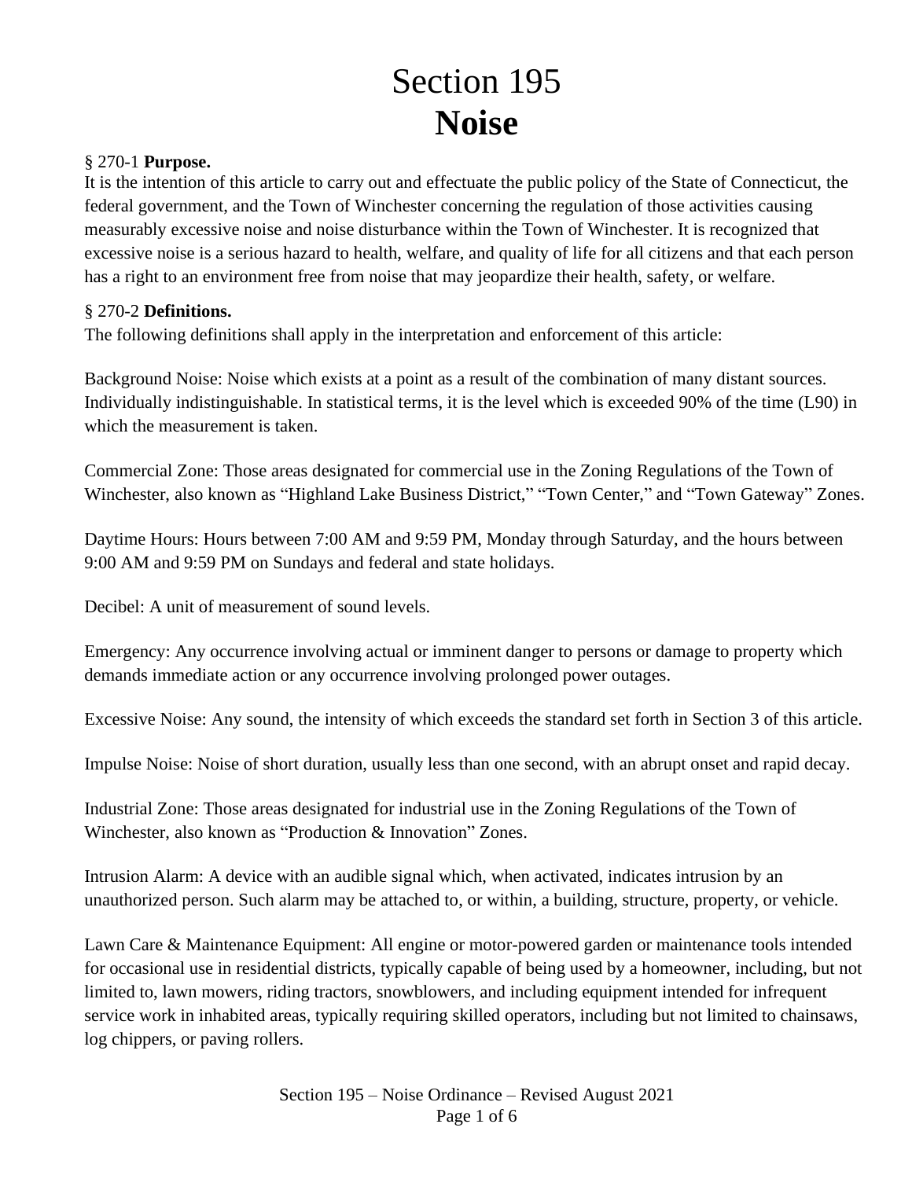# Section 195
# **Noise**

§ 270-1 **Purpose.**
It is the intention of this article to carry out and effectuate the public policy of the State of Connecticut, the federal government, and the Town of Winchester concerning the regulation of those activities causing measurably excessive noise and noise disturbance within the Town of Winchester. It is recognized that excessive noise is a serious hazard to health, welfare, and quality of life for all citizens and that each person has a right to an environment free from noise that may jeopardize their health, safety, or welfare.

§ 270-2 **Definitions.**
The following definitions shall apply in the interpretation and enforcement of this article:

Background Noise: Noise which exists at a point as a result of the combination of many distant sources. Individually indistinguishable. In statistical terms, it is the level which is exceeded 90% of the time (L90) in which the measurement is taken.

Commercial Zone: Those areas designated for commercial use in the Zoning Regulations of the Town of Winchester, also known as "Highland Lake Business District," "Town Center," and "Town Gateway" Zones.

Daytime Hours: Hours between 7:00 AM and 9:59 PM, Monday through Saturday, and the hours between 9:00 AM and 9:59 PM on Sundays and federal and state holidays.

Decibel: A unit of measurement of sound levels.

Emergency: Any occurrence involving actual or imminent danger to persons or damage to property which demands immediate action or any occurrence involving prolonged power outages.

Excessive Noise: Any sound, the intensity of which exceeds the standard set forth in Section 3 of this article.

Impulse Noise: Noise of short duration, usually less than one second, with an abrupt onset and rapid decay.

Industrial Zone: Those areas designated for industrial use in the Zoning Regulations of the Town of Winchester, also known as "Production & Innovation" Zones.

Intrusion Alarm: A device with an audible signal which, when activated, indicates intrusion by an unauthorized person. Such alarm may be attached to, or within, a building, structure, property, or vehicle.

Lawn Care & Maintenance Equipment: All engine or motor-powered garden or maintenance tools intended for occasional use in residential districts, typically capable of being used by a homeowner, including, but not limited to, lawn mowers, riding tractors, snowblowers, and including equipment intended for infrequent service work in inhabited areas, typically requiring skilled operators, including but not limited to chainsaws, log chippers, or paving rollers.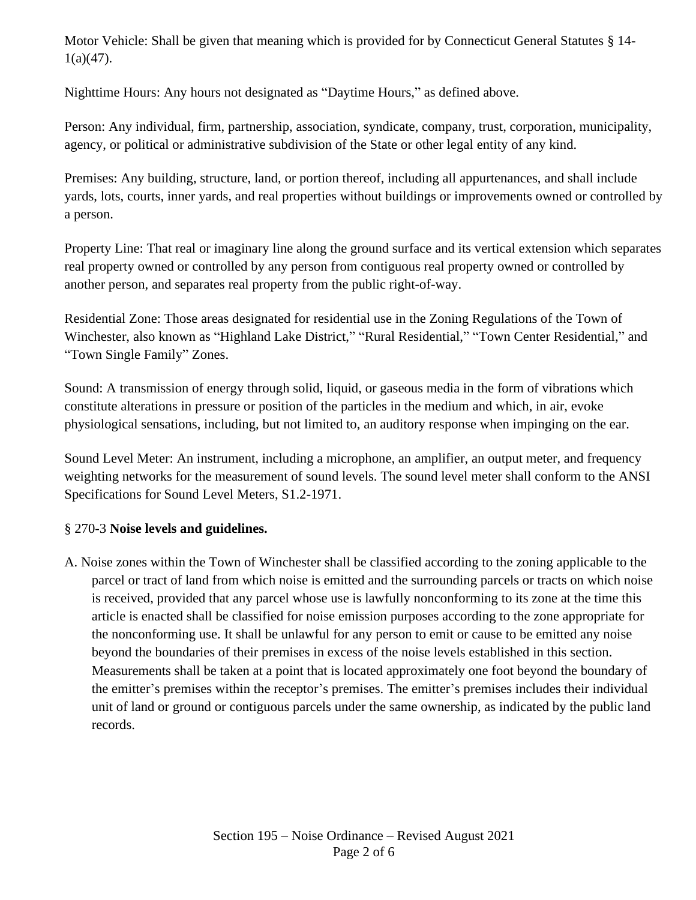Motor Vehicle: Shall be given that meaning which is provided for by Connecticut General Statutes § 14-1(a)(47).

Nighttime Hours: Any hours not designated as “Daytime Hours,” as defined above.

Person: Any individual, firm, partnership, association, syndicate, company, trust, corporation, municipality, agency, or political or administrative subdivision of the State or other legal entity of any kind.

Premises: Any building, structure, land, or portion thereof, including all appurtenances, and shall include yards, lots, courts, inner yards, and real properties without buildings or improvements owned or controlled by a person.

Property Line: That real or imaginary line along the ground surface and its vertical extension which separates real property owned or controlled by any person from contiguous real property owned or controlled by another person, and separates real property from the public right-of-way.

Residential Zone: Those areas designated for residential use in the Zoning Regulations of the Town of Winchester, also known as “Highland Lake District,” “Rural Residential,” “Town Center Residential,” and “Town Single Family” Zones.

Sound: A transmission of energy through solid, liquid, or gaseous media in the form of vibrations which constitute alterations in pressure or position of the particles in the medium and which, in air, evoke physiological sensations, including, but not limited to, an auditory response when impinging on the ear.

Sound Level Meter: An instrument, including a microphone, an amplifier, an output meter, and frequency weighting networks for the measurement of sound levels. The sound level meter shall conform to the ANSI Specifications for Sound Level Meters, S1.2-1971.

## § 270-3 **Noise levels and guidelines.**

A. Noise zones within the Town of Winchester shall be classified according to the zoning applicable to the parcel or tract of land from which noise is emitted and the surrounding parcels or tracts on which noise is received, provided that any parcel whose use is lawfully nonconforming to its zone at the time this article is enacted shall be classified for noise emission purposes according to the zone appropriate for the nonconforming use. It shall be unlawful for any person to emit or cause to be emitted any noise beyond the boundaries of their premises in excess of the noise levels established in this section. Measurements shall be taken at a point that is located approximately one foot beyond the boundary of the emitter’s premises within the receptor’s premises. The emitter’s premises includes their individual unit of land or ground or contiguous parcels under the same ownership, as indicated by the public land records.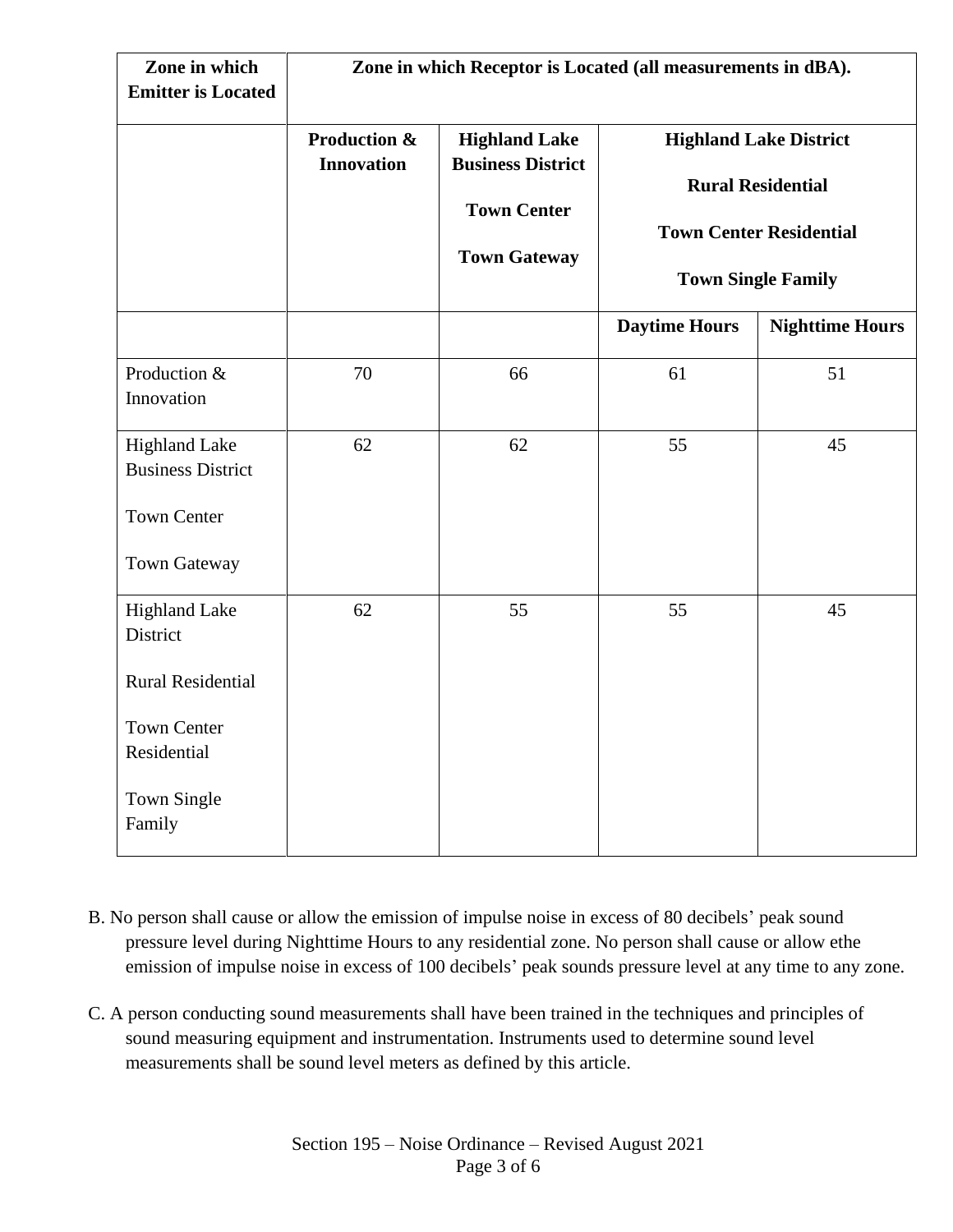| Zone in which Emitter is Located | Zone in which Receptor is Located (all measurements in dBA). | | | |
|---|---|---|---|---|
| | **Production & Innovation** | **Highland Lake Business District**<br><br>**Town Center**<br><br>**Town Gateway** | **Highland Lake District**<br><br>**Rural Residential**<br><br>**Town Center Residential**<br><br>**Town Single Family** | |
| | | | **Daytime Hours** | **Nighttime Hours** |
| Production & Innovation | 70 | 66 | 61 | 51 |
| Highland Lake Business District<br><br>Town Center<br><br>Town Gateway | 62 | 62 | 55 | 45 |
| Highland Lake District<br><br>Rural Residential<br><br>Town Center Residential<br><br>Town Single Family | 62 | 55 | 55 | 45 |

B. No person shall cause or allow the emission of impulse noise in excess of 80 decibels' peak sound pressure level during Nighttime Hours to any residential zone. No person shall cause or allow ethe emission of impulse noise in excess of 100 decibels' peak sounds pressure level at any time to any zone.

C. A person conducting sound measurements shall have been trained in the techniques and principles of sound measuring equipment and instrumentation. Instruments used to determine sound level measurements shall be sound level meters as defined by this article.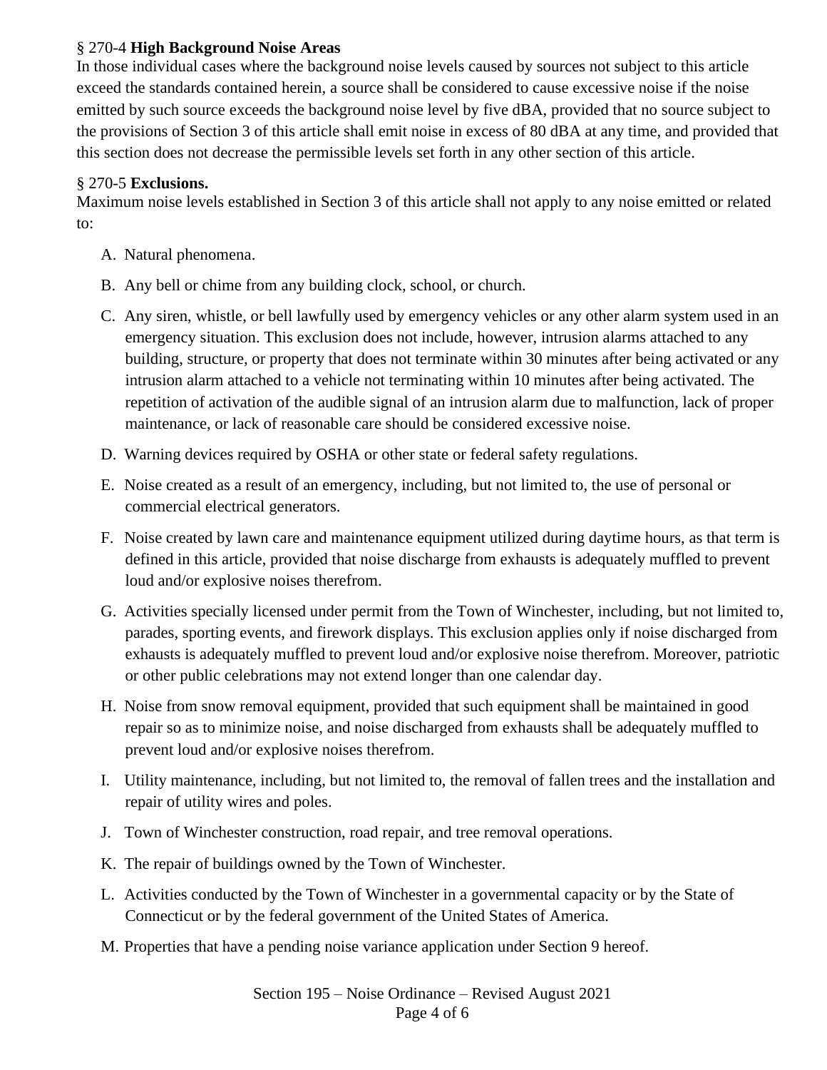§ 270-4 **High Background Noise Areas**

In those individual cases where the background noise levels caused by sources not subject to this article exceed the standards contained herein, a source shall be considered to cause excessive noise if the noise emitted by such source exceeds the background noise level by five dBA, provided that no source subject to the provisions of Section 3 of this article shall emit noise in excess of 80 dBA at any time, and provided that this section does not decrease the permissible levels set forth in any other section of this article.

§ 270-5 **Exclusions.**

Maximum noise levels established in Section 3 of this article shall not apply to any noise emitted or related to:

A. Natural phenomena.

B. Any bell or chime from any building clock, school, or church.

C. Any siren, whistle, or bell lawfully used by emergency vehicles or any other alarm system used in an emergency situation. This exclusion does not include, however, intrusion alarms attached to any building, structure, or property that does not terminate within 30 minutes after being activated or any intrusion alarm attached to a vehicle not terminating within 10 minutes after being activated. The repetition of activation of the audible signal of an intrusion alarm due to malfunction, lack of proper maintenance, or lack of reasonable care should be considered excessive noise.

D. Warning devices required by OSHA or other state or federal safety regulations.

E. Noise created as a result of an emergency, including, but not limited to, the use of personal or commercial electrical generators.

F. Noise created by lawn care and maintenance equipment utilized during daytime hours, as that term is defined in this article, provided that noise discharge from exhausts is adequately muffled to prevent loud and/or explosive noises therefrom.

G. Activities specially licensed under permit from the Town of Winchester, including, but not limited to, parades, sporting events, and firework displays. This exclusion applies only if noise discharged from exhausts is adequately muffled to prevent loud and/or explosive noise therefrom. Moreover, patriotic or other public celebrations may not extend longer than one calendar day.

H. Noise from snow removal equipment, provided that such equipment shall be maintained in good repair so as to minimize noise, and noise discharged from exhausts shall be adequately muffled to prevent loud and/or explosive noises therefrom.

I. Utility maintenance, including, but not limited to, the removal of fallen trees and the installation and repair of utility wires and poles.

J. Town of Winchester construction, road repair, and tree removal operations.

K. The repair of buildings owned by the Town of Winchester.

L. Activities conducted by the Town of Winchester in a governmental capacity or by the State of Connecticut or by the federal government of the United States of America.

M. Properties that have a pending noise variance application under Section 9 hereof.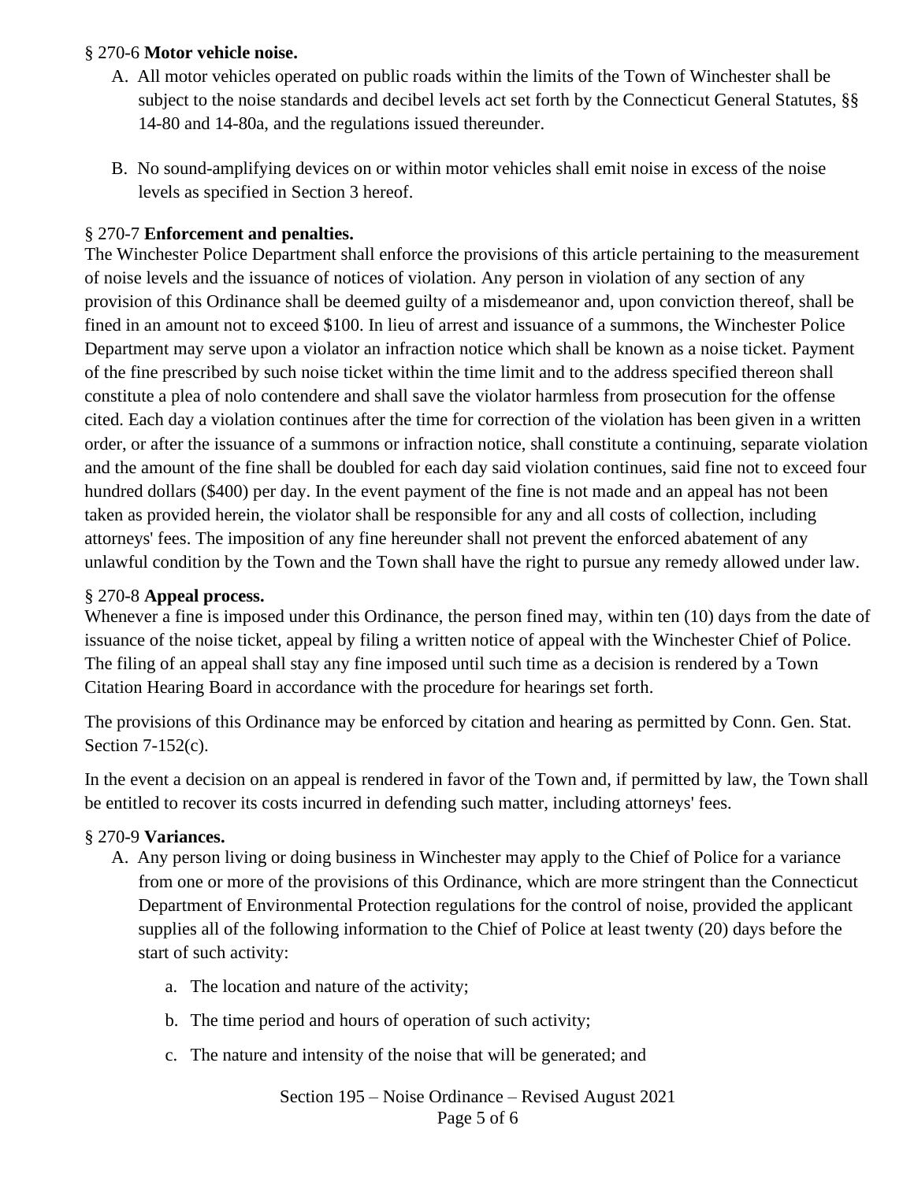§ 270-6 **Motor vehicle noise.**

A. All motor vehicles operated on public roads within the limits of the Town of Winchester shall be subject to the noise standards and decibel levels act set forth by the Connecticut General Statutes, §§ 14-80 and 14-80a, and the regulations issued thereunder.

B. No sound-amplifying devices on or within motor vehicles shall emit noise in excess of the noise levels as specified in Section 3 hereof.

§ 270-7 **Enforcement and penalties.**

The Winchester Police Department shall enforce the provisions of this article pertaining to the measurement of noise levels and the issuance of notices of violation. Any person in violation of any section of any provision of this Ordinance shall be deemed guilty of a misdemeanor and, upon conviction thereof, shall be fined in an amount not to exceed $100. In lieu of arrest and issuance of a summons, the Winchester Police Department may serve upon a violator an infraction notice which shall be known as a noise ticket. Payment of the fine prescribed by such noise ticket within the time limit and to the address specified thereon shall constitute a plea of nolo contendere and shall save the violator harmless from prosecution for the offense cited. Each day a violation continues after the time for correction of the violation has been given in a written order, or after the issuance of a summons or infraction notice, shall constitute a continuing, separate violation and the amount of the fine shall be doubled for each day said violation continues, said fine not to exceed four hundred dollars ($400) per day. In the event payment of the fine is not made and an appeal has not been taken as provided herein, the violator shall be responsible for any and all costs of collection, including attorneys' fees. The imposition of any fine hereunder shall not prevent the enforced abatement of any unlawful condition by the Town and the Town shall have the right to pursue any remedy allowed under law.

§ 270-8 **Appeal process.**

Whenever a fine is imposed under this Ordinance, the person fined may, within ten (10) days from the date of issuance of the noise ticket, appeal by filing a written notice of appeal with the Winchester Chief of Police. The filing of an appeal shall stay any fine imposed until such time as a decision is rendered by a Town Citation Hearing Board in accordance with the procedure for hearings set forth.

The provisions of this Ordinance may be enforced by citation and hearing as permitted by Conn. Gen. Stat. Section 7-152(c).

In the event a decision on an appeal is rendered in favor of the Town and, if permitted by law, the Town shall be entitled to recover its costs incurred in defending such matter, including attorneys' fees.

§ 270-9 **Variances.**

A. Any person living or doing business in Winchester may apply to the Chief of Police for a variance from one or more of the provisions of this Ordinance, which are more stringent than the Connecticut Department of Environmental Protection regulations for the control of noise, provided the applicant supplies all of the following information to the Chief of Police at least twenty (20) days before the start of such activity:

   a. The location and nature of the activity;

   b. The time period and hours of operation of such activity;

   c. The nature and intensity of the noise that will be generated; and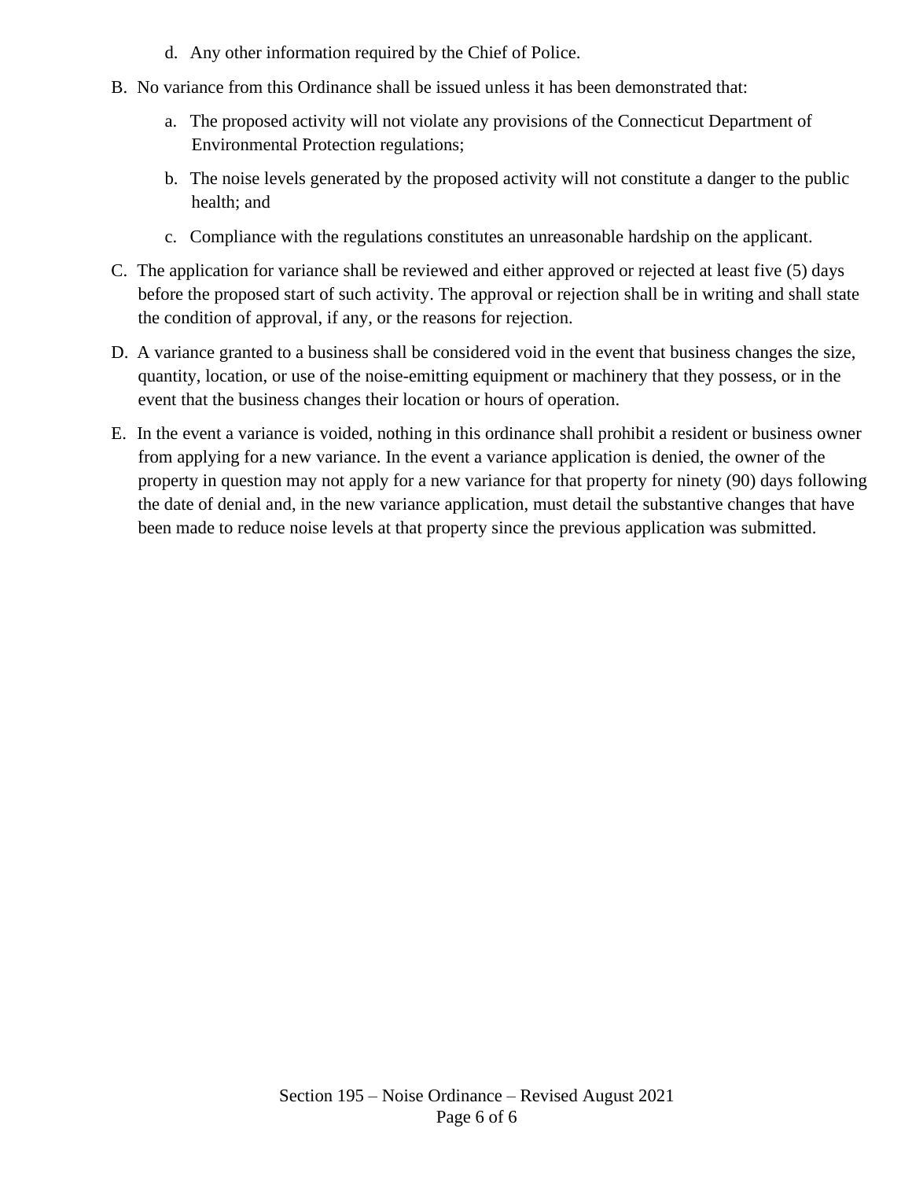d. Any other information required by the Chief of Police.

B. No variance from this Ordinance shall be issued unless it has been demonstrated that:

a. The proposed activity will not violate any provisions of the Connecticut Department of Environmental Protection regulations;

b. The noise levels generated by the proposed activity will not constitute a danger to the public health; and

c. Compliance with the regulations constitutes an unreasonable hardship on the applicant.

C. The application for variance shall be reviewed and either approved or rejected at least five (5) days before the proposed start of such activity. The approval or rejection shall be in writing and shall state the condition of approval, if any, or the reasons for rejection.

D. A variance granted to a business shall be considered void in the event that business changes the size, quantity, location, or use of the noise-emitting equipment or machinery that they possess, or in the event that the business changes their location or hours of operation.

E. In the event a variance is voided, nothing in this ordinance shall prohibit a resident or business owner from applying for a new variance. In the event a variance application is denied, the owner of the property in question may not apply for a new variance for that property for ninety (90) days following the date of denial and, in the new variance application, must detail the substantive changes that have been made to reduce noise levels at that property since the previous application was submitted.